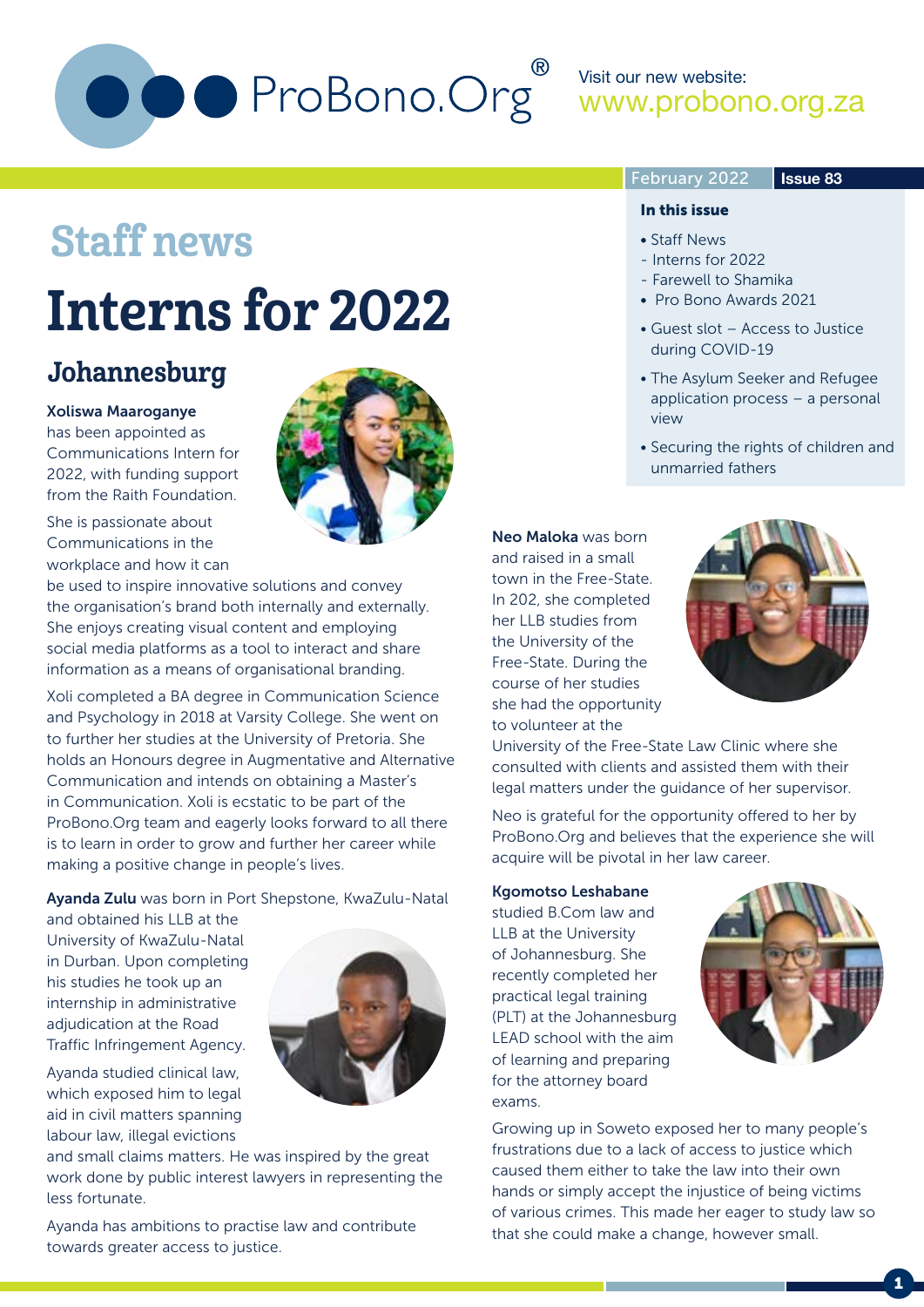ProBono.Org®

Visit our new website: www.probono.org.za

February 2022 | Issue 83

**In this issue**

- Staff News
  - Interns for 2022
  - Farewell to Shamika
- Pro Bono Awards 2021
- Guest slot – Access to Justice during COVID-19
- The Asylum Seeker and Refugee application process – a personal view
- Securing the rights of children and unmarried fathers

# Staff news

# Interns for 2022

## Johannesburg

**Xoliswa Maaroganye** has been appointed as Communications Intern for 2022, with funding support from the Raith Foundation.

She is passionate about Communications in the workplace and how it can be used to inspire innovative solutions and convey the organisation's brand both internally and externally. She enjoys creating visual content and employing social media platforms as a tool to interact and share information as a means of organisational branding.

Xoli completed a BA degree in Communication Science and Psychology in 2018 at Varsity College. She went on to further her studies at the University of Pretoria. She holds an Honours degree in Augmentative and Alternative Communication and intends on obtaining a Master's in Communication. Xoli is ecstatic to be part of the ProBono.Org team and eagerly looks forward to all there is to learn in order to grow and further her career while making a positive change in people's lives.

**Ayanda Zulu** was born in Port Shepstone, KwaZulu-Natal and obtained his LLB at the University of KwaZulu-Natal in Durban. Upon completing his studies he took up an internship in administrative adjudication at the Road Traffic Infringement Agency.

Ayanda studied clinical law, which exposed him to legal aid in civil matters spanning labour law, illegal evictions and small claims matters. He was inspired by the great work done by public interest lawyers in representing the less fortunate.

Ayanda has ambitions to practise law and contribute towards greater access to justice.

**Neo Maloka** was born and raised in a small town in the Free-State. In 202, she completed her LLB studies from the University of the Free-State. During the course of her studies she had the opportunity to volunteer at the University of the Free-State Law Clinic where she consulted with clients and assisted them with their legal matters under the guidance of her supervisor.

Neo is grateful for the opportunity offered to her by ProBono.Org and believes that the experience she will acquire will be pivotal in her law career.

**Kgomotso Leshabane** studied B.Com law and LLB at the University of Johannesburg. She recently completed her practical legal training (PLT) at the Johannesburg LEAD school with the aim of learning and preparing for the attorney board exams.

Growing up in Soweto exposed her to many people's frustrations due to a lack of access to justice which caused them either to take the law into their own hands or simply accept the injustice of being victims of various crimes. This made her eager to study law so that she could make a change, however small.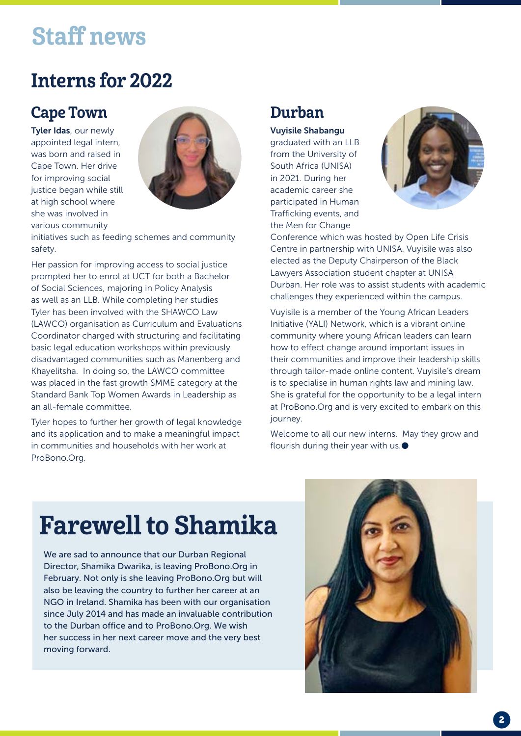# Staff news

## Interns for 2022

### Cape Town

**Tyler Idas**, our newly appointed legal intern, was born and raised in Cape Town. Her drive for improving social justice began while still at high school where she was involved in various community initiatives such as feeding schemes and community safety.

Her passion for improving access to social justice prompted her to enrol at UCT for both a Bachelor of Social Sciences, majoring in Policy Analysis as well as an LLB. While completing her studies Tyler has been involved with the SHAWCO Law (LAWCO) organisation as Curriculum and Evaluations Coordinator charged with structuring and facilitating basic legal education workshops within previously disadvantaged communities such as Manenberg and Khayelitsha. In doing so, the LAWCO committee was placed in the fast growth SMME category at the Standard Bank Top Women Awards in Leadership as an all-female committee.

Tyler hopes to further her growth of legal knowledge and its application and to make a meaningful impact in communities and households with her work at ProBono.Org.

### Durban

**Vuyisile Shabangu** graduated with an LLB from the University of South Africa (UNISA) in 2021. During her academic career she participated in Human Trafficking events, and the Men for Change Conference which was hosted by Open Life Crisis Centre in partnership with UNISA. Vuyisile was also elected as the Deputy Chairperson of the Black Lawyers Association student chapter at UNISA Durban. Her role was to assist students with academic challenges they experienced within the campus.

Vuyisile is a member of the Young African Leaders Initiative (YALI) Network, which is a vibrant online community where young African leaders can learn how to effect change around important issues in their communities and improve their leadership skills through tailor-made online content. Vuyisile's dream is to specialise in human rights law and mining law. She is grateful for the opportunity to be a legal intern at ProBono.Org and is very excited to embark on this journey.

Welcome to all our new interns. May they grow and flourish during their year with us.●

## Farewell to Shamika

We are sad to announce that our Durban Regional Director, Shamika Dwarika, is leaving ProBono.Org in February. Not only is she leaving ProBono.Org but will also be leaving the country to further her career at an NGO in Ireland. Shamika has been with our organisation since July 2014 and has made an invaluable contribution to the Durban office and to ProBono.Org. We wish her success in her next career move and the very best moving forward.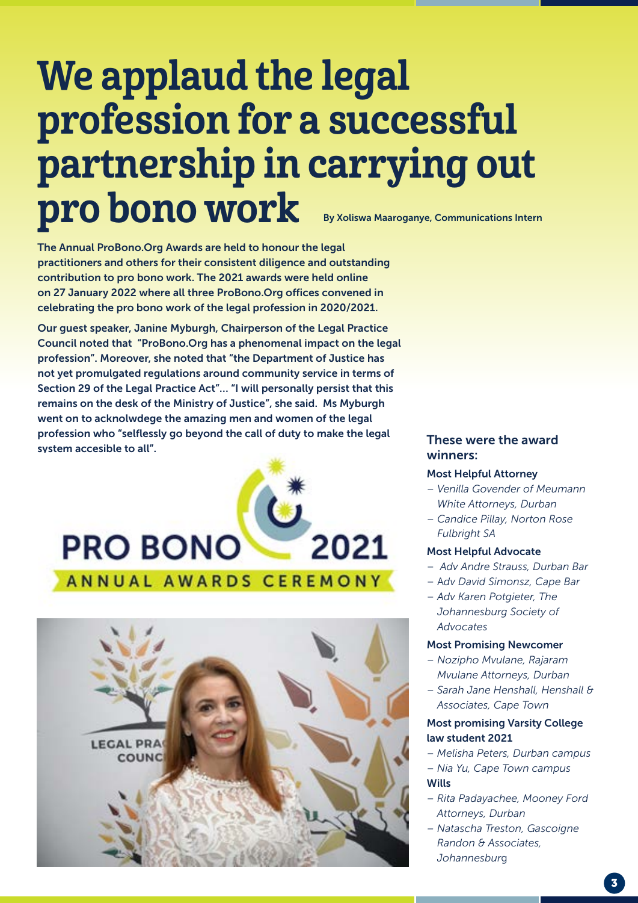# We applaud the legal profession for a successful partnership in carrying out pro bono work

By Xoliswa Maaroganye, Communications Intern

**The Annual ProBono.Org Awards are held to honour the legal practitioners and others for their consistent diligence and outstanding contribution to pro bono work. The 2021 awards were held online on 27 January 2022 where all three ProBono.Org offices convened in celebrating the pro bono work of the legal profession in 2020/2021.**

**Our guest speaker, Janine Myburgh, Chairperson of the Legal Practice Council noted that "ProBono.Org has a phenomenal impact on the legal profession". Moreover, she noted that "the Department of Justice has not yet promulgated regulations around community service in terms of Section 29 of the Legal Practice Act"... "I will personally persist that this remains on the desk of the Ministry of Justice", she said. Ms Myburgh went on to acknolwdege the amazing men and women of the legal profession who "selflessly go beyond the call of duty to make the legal system accesible to all".**

PRO BONO 2021 ANNUAL AWARDS CEREMONY

## These were the award winners:

**Most Helpful Attorney**

- *Venilla Govender of Meumann White Attorneys, Durban*
- *Candice Pillay, Norton Rose Fulbright SA*

**Most Helpful Advocate**

- *Adv Andre Strauss, Durban Bar*
- *Adv David Simonsz, Cape Bar*
- *Adv Karen Potgieter, The Johannesburg Society of Advocates*

**Most Promising Newcomer**

- *Nozipho Mvulane, Rajaram Mvulane Attorneys, Durban*
- *Sarah Jane Henshall, Henshall & Associates, Cape Town*

**Most promising Varsity College law student 2021**

- *Melisha Peters, Durban campus*
- *Nia Yu, Cape Town campus*

**Wills**

- *Rita Padayachee, Mooney Ford Attorneys, Durban*
- *Natascha Treston, Gascoigne Randon & Associates, Johannesburg*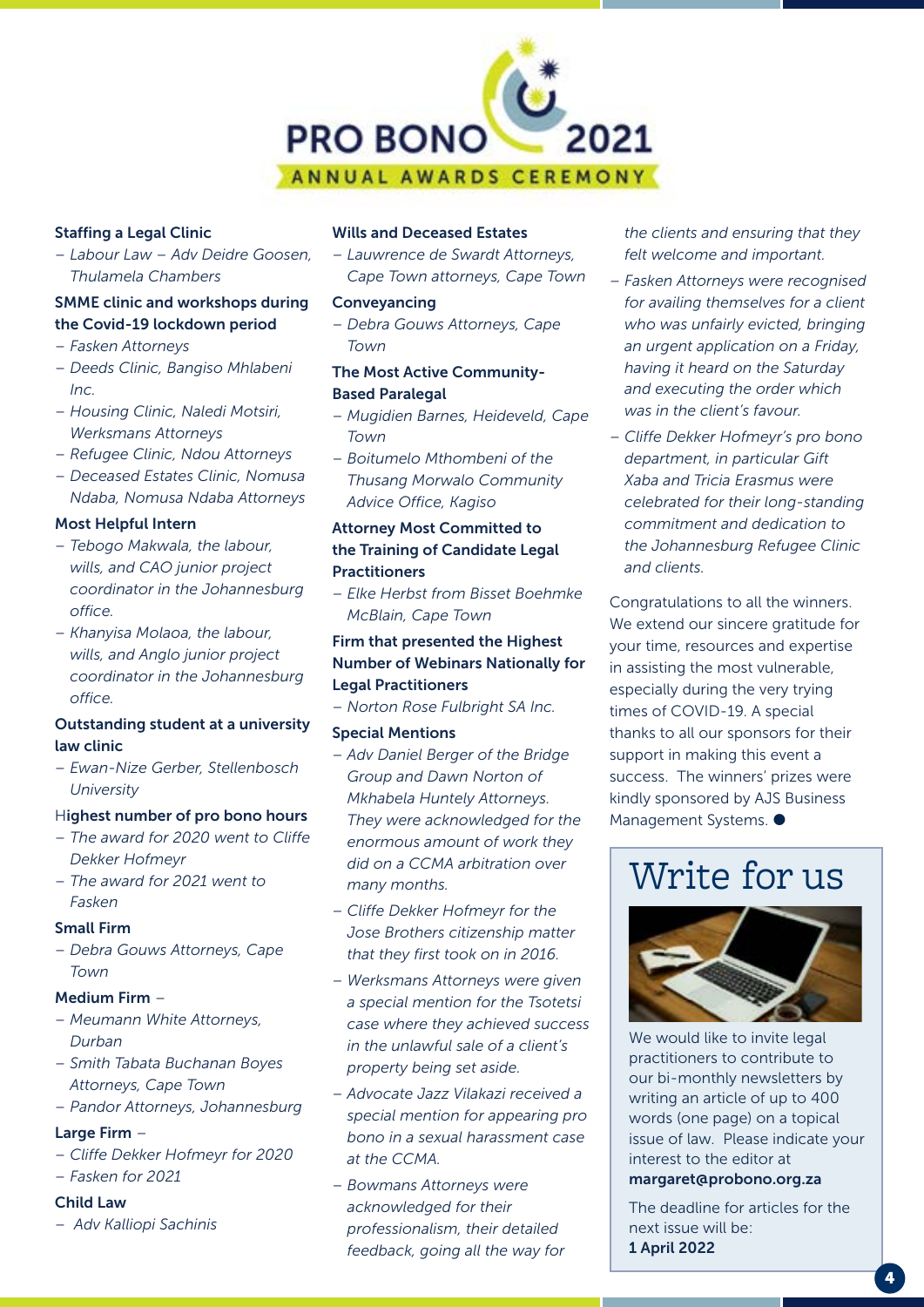# PRO BONO 2021 ANNUAL AWARDS CEREMONY

**Staffing a Legal Clinic**

- *Labour Law – Adv Deidre Goosen, Thulamela Chambers*

**SMME clinic and workshops during the Covid-19 lockdown period**

- *Fasken Attorneys*
- *Deeds Clinic, Bangiso Mhlabeni Inc.*
- *Housing Clinic, Naledi Motsiri, Werksmans Attorneys*
- *Refugee Clinic, Ndou Attorneys*
- *Deceased Estates Clinic, Nomusa Ndaba, Nomusa Ndaba Attorneys*

**Most Helpful Intern**

- *Tebogo Makwala, the labour, wills, and CAO junior project coordinator in the Johannesburg office.*
- *Khanyisa Molaoa, the labour, wills, and Anglo junior project coordinator in the Johannesburg office.*

**Outstanding student at a university law clinic**

- *Ewan-Nize Gerber, Stellenbosch University*

H**ighest number of pro bono hours**

- *The award for 2020 went to Cliffe Dekker Hofmeyr*
- *The award for 2021 went to Fasken*

**Small Firm**

- *Debra Gouws Attorneys, Cape Town*

**Medium Firm** –

- *Meumann White Attorneys, Durban*
- *Smith Tabata Buchanan Boyes Attorneys, Cape Town*
- *Pandor Attorneys, Johannesburg*

**Large Firm** –

- *Cliffe Dekker Hofmeyr for 2020*
- *Fasken for 2021*

**Child Law**

- *Adv Kalliopi Sachinis*

**Wills and Deceased Estates**

- *Lauwrence de Swardt Attorneys, Cape Town attorneys, Cape Town*

**Conveyancing**

- *Debra Gouws Attorneys, Cape Town*

**The Most Active Community-Based Paralegal**

- *Mugidien Barnes, Heideveld, Cape Town*
- *Boitumelo Mthombeni of the Thusang Morwalo Community Advice Office, Kagiso*

**Attorney Most Committed to the Training of Candidate Legal Practitioners**

- *Elke Herbst from Bisset Boehmke McBlain, Cape Town*

**Firm that presented the Highest Number of Webinars Nationally for Legal Practitioners**

- *Norton Rose Fulbright SA Inc.*

**Special Mentions**

- *Adv Daniel Berger of the Bridge Group and Dawn Norton of Mkhabela Huntely Attorneys. They were acknowledged for the enormous amount of work they did on a CCMA arbitration over many months.*
- *Cliffe Dekker Hofmeyr for the Jose Brothers citizenship matter that they first took on in 2016.*
- *Werksmans Attorneys were given a special mention for the Tsotetsi case where they achieved success in the unlawful sale of a client's property being set aside.*
- *Advocate Jazz Vilakazi received a special mention for appearing pro bono in a sexual harassment case at the CCMA.*
- *Bowmans Attorneys were acknowledged for their professionalism, their detailed feedback, going all the way for the clients and ensuring that they felt welcome and important.*
- *Fasken Attorneys were recognised for availing themselves for a client who was unfairly evicted, bringing an urgent application on a Friday, having it heard on the Saturday and executing the order which was in the client's favour.*
- *Cliffe Dekker Hofmeyr's pro bono department, in particular Gift Xaba and Tricia Erasmus were celebrated for their long-standing commitment and dedication to the Johannesburg Refugee Clinic and clients.*

Congratulations to all the winners. We extend our sincere gratitude for your time, resources and expertise in assisting the most vulnerable, especially during the very trying times of COVID-19. A special thanks to all our sponsors for their support in making this event a success. The winners' prizes were kindly sponsored by AJS Business Management Systems. ●

## Write for us

We would like to invite legal practitioners to contribute to our bi-monthly newsletters by writing an article of up to 400 words (one page) on a topical issue of law. Please indicate your interest to the editor at **margaret@probono.org.za**

The deadline for articles for the next issue will be:
**1 April 2022**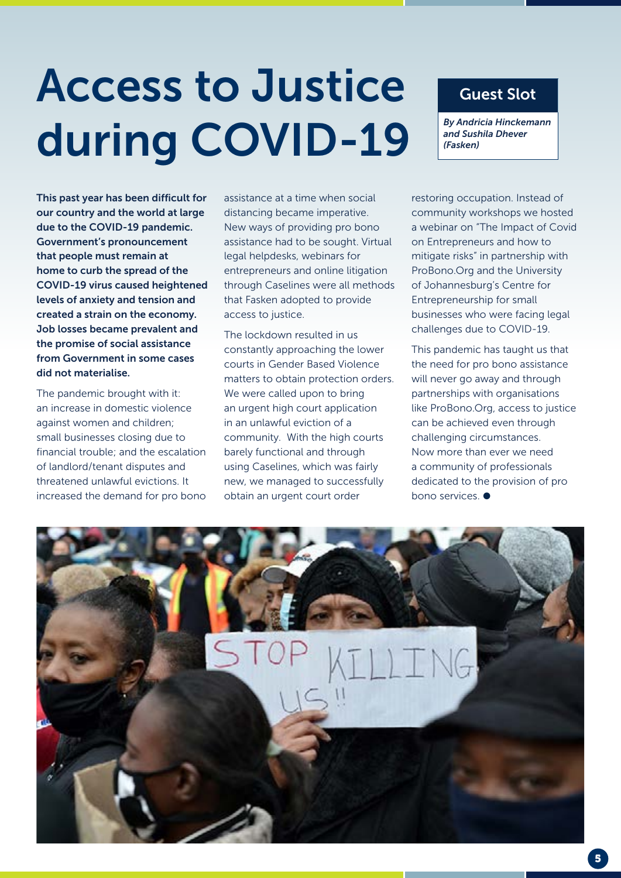# Access to Justice during COVID-19

## Guest Slot

*By Andricia Hinckemann and Sushila Dhever (Fasken)*

**This past year has been difficult for our country and the world at large due to the COVID-19 pandemic. Government's pronouncement that people must remain at home to curb the spread of the COVID-19 virus caused heightened levels of anxiety and tension and created a strain on the economy. Job losses became prevalent and the promise of social assistance from Government in some cases did not materialise.**

The pandemic brought with it: an increase in domestic violence against women and children; small businesses closing due to financial trouble; and the escalation of landlord/tenant disputes and threatened unlawful evictions. It increased the demand for pro bono assistance at a time when social distancing became imperative. New ways of providing pro bono assistance had to be sought. Virtual legal helpdesks, webinars for entrepreneurs and online litigation through Caselines were all methods that Fasken adopted to provide access to justice.

The lockdown resulted in us constantly approaching the lower courts in Gender Based Violence matters to obtain protection orders. We were called upon to bring an urgent high court application in an unlawful eviction of a community. With the high courts barely functional and through using Caselines, which was fairly new, we managed to successfully obtain an urgent court order restoring occupation. Instead of community workshops we hosted a webinar on "The Impact of Covid on Entrepreneurs and how to mitigate risks" in partnership with ProBono.Org and the University of Johannesburg's Centre for Entrepreneurship for small businesses who were facing legal challenges due to COVID-19.

This pandemic has taught us that the need for pro bono assistance will never go away and through partnerships with organisations like ProBono.Org, access to justice can be achieved even through challenging circumstances. Now more than ever we need a community of professionals dedicated to the provision of pro bono services. ●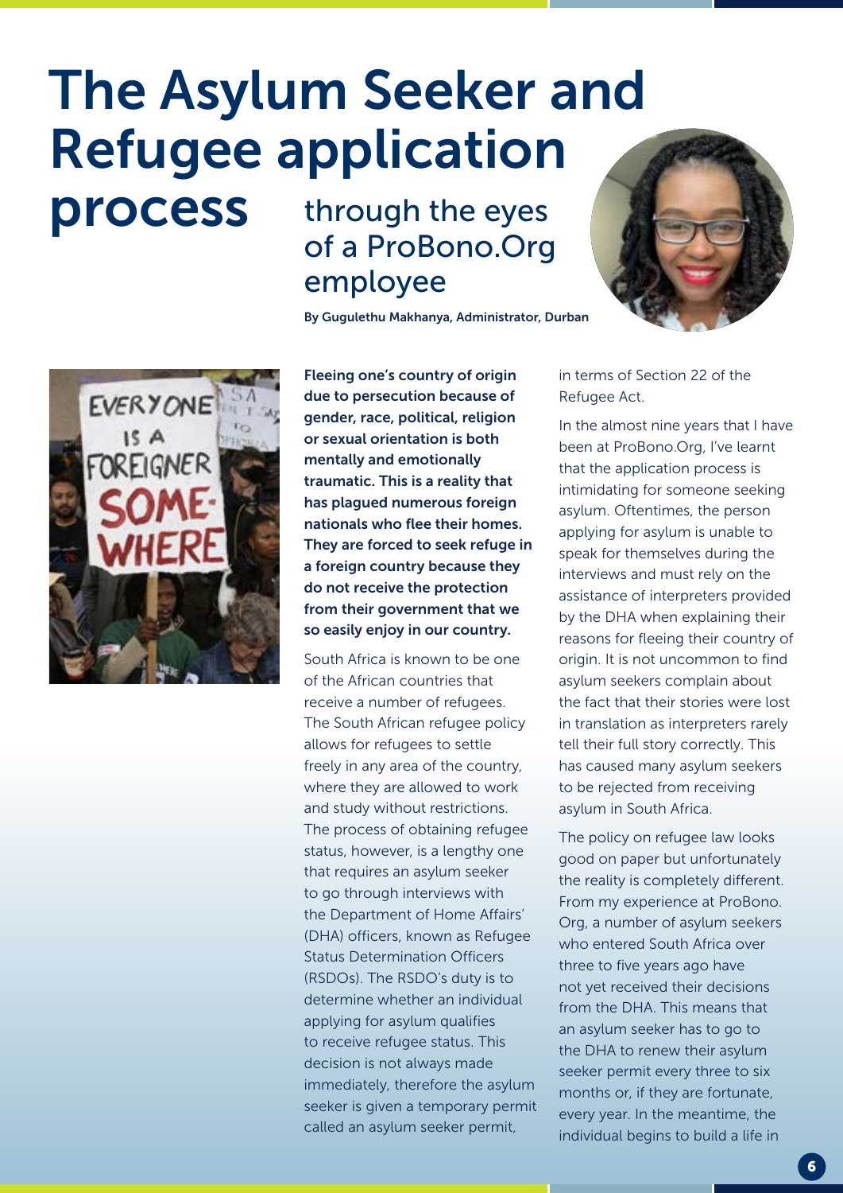# The Asylum Seeker and Refugee application process through the eyes of a ProBono.Org employee

By Gugulethu Makhanya, Administrator, Durban

**Fleeing one's country of origin due to persecution because of gender, race, political, religion or sexual orientation is both mentally and emotionally traumatic. This is a reality that has plagued numerous foreign nationals who flee their homes. They are forced to seek refuge in a foreign country because they do not receive the protection from their government that we so easily enjoy in our country.**

South Africa is known to be one of the African countries that receive a number of refugees. The South African refugee policy allows for refugees to settle freely in any area of the country, where they are allowed to work and study without restrictions. The process of obtaining refugee status, however, is a lengthy one that requires an asylum seeker to go through interviews with the Department of Home Affairs' (DHA) officers, known as Refugee Status Determination Officers (RSDOs). The RSDO's duty is to determine whether an individual applying for asylum qualifies to receive refugee status. This decision is not always made immediately, therefore the asylum seeker is given a temporary permit called an asylum seeker permit, in terms of Section 22 of the Refugee Act.

In the almost nine years that I have been at ProBono.Org, I've learnt that the application process is intimidating for someone seeking asylum. Oftentimes, the person applying for asylum is unable to speak for themselves during the interviews and must rely on the assistance of interpreters provided by the DHA when explaining their reasons for fleeing their country of origin. It is not uncommon to find asylum seekers complain about the fact that their stories were lost in translation as interpreters rarely tell their full story correctly. This has caused many asylum seekers to be rejected from receiving asylum in South Africa.

The policy on refugee law looks good on paper but unfortunately the reality is completely different. From my experience at ProBono.Org, a number of asylum seekers who entered South Africa over three to five years ago have not yet received their decisions from the DHA. This means that an asylum seeker has to go to the DHA to renew their asylum seeker permit every three to six months or, if they are fortunate, every year. In the meantime, the individual begins to build a life in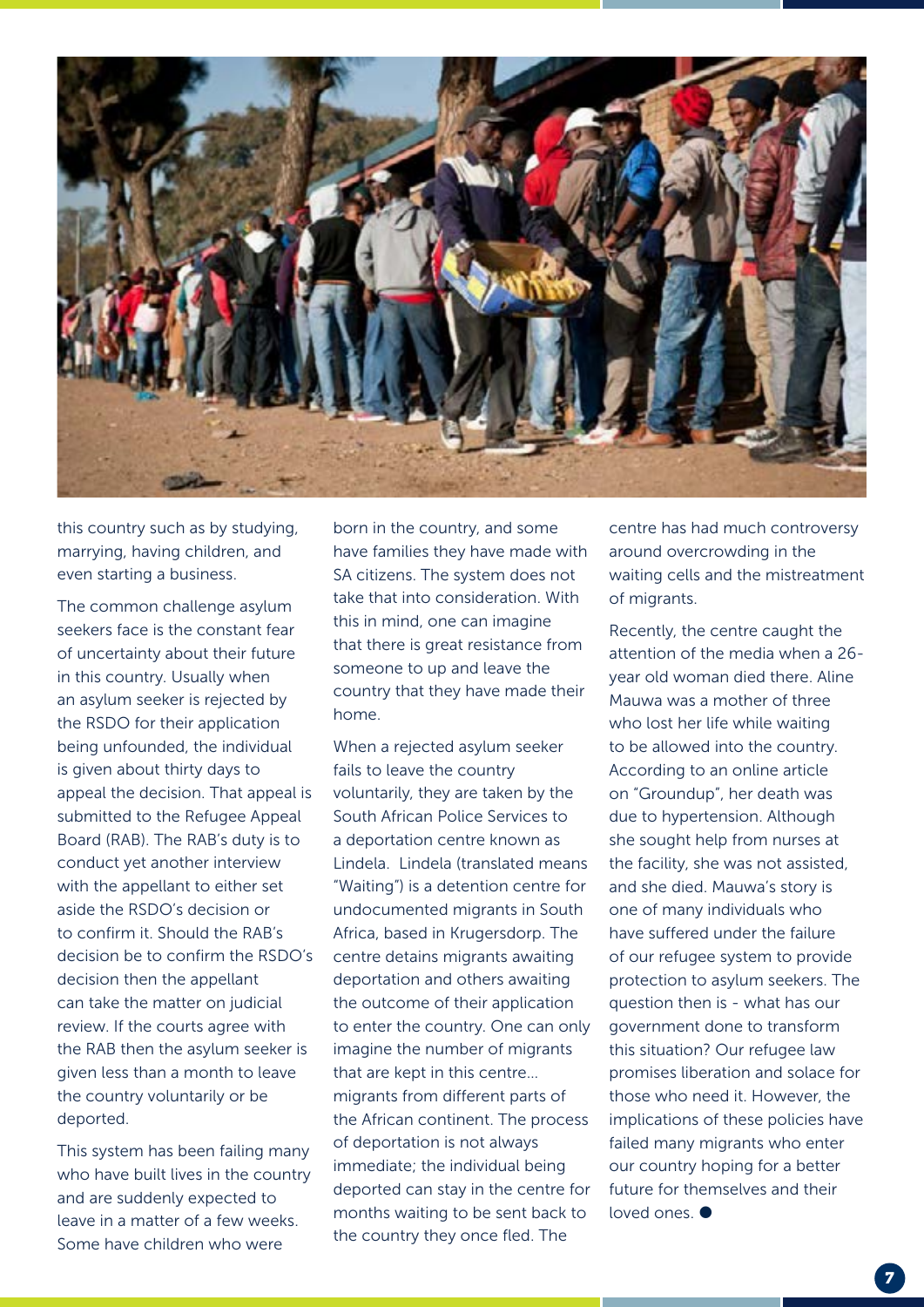this country such as by studying, marrying, having children, and even starting a business.

The common challenge asylum seekers face is the constant fear of uncertainty about their future in this country. Usually when an asylum seeker is rejected by the RSDO for their application being unfounded, the individual is given about thirty days to appeal the decision. That appeal is submitted to the Refugee Appeal Board (RAB). The RAB's duty is to conduct yet another interview with the appellant to either set aside the RSDO's decision or to confirm it. Should the RAB's decision be to confirm the RSDO's decision then the appellant can take the matter on judicial review. If the courts agree with the RAB then the asylum seeker is given less than a month to leave the country voluntarily or be deported.

This system has been failing many who have built lives in the country and are suddenly expected to leave in a matter of a few weeks. Some have children who were born in the country, and some have families they have made with SA citizens. The system does not take that into consideration. With this in mind, one can imagine that there is great resistance from someone to up and leave the country that they have made their home.

When a rejected asylum seeker fails to leave the country voluntarily, they are taken by the South African Police Services to a deportation centre known as Lindela. Lindela (translated means "Waiting") is a detention centre for undocumented migrants in South Africa, based in Krugersdorp. The centre detains migrants awaiting deportation and others awaiting the outcome of their application to enter the country. One can only imagine the number of migrants that are kept in this centre... migrants from different parts of the African continent. The process of deportation is not always immediate; the individual being deported can stay in the centre for months waiting to be sent back to the country they once fled. The centre has had much controversy around overcrowding in the waiting cells and the mistreatment of migrants.

Recently, the centre caught the attention of the media when a 26-year old woman died there. Aline Mauwa was a mother of three who lost her life while waiting to be allowed into the country. According to an online article on "Groundup", her death was due to hypertension. Although she sought help from nurses at the facility, she was not assisted, and she died. Mauwa's story is one of many individuals who have suffered under the failure of our refugee system to provide protection to asylum seekers. The question then is - what has our government done to transform this situation? Our refugee law promises liberation and solace for those who need it. However, the implications of these policies have failed many migrants who enter our country hoping for a better future for themselves and their loved ones. ●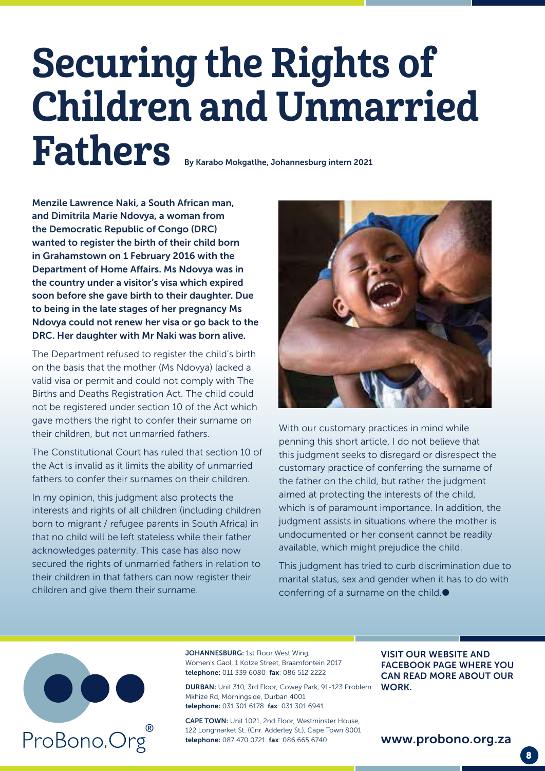# Securing the Rights of Children and Unmarried Fathers

By Karabo Mokgatlhe, Johannesburg intern 2021

**Menzile Lawrence Naki, a South African man, and Dimitrila Marie Ndovya, a woman from the Democratic Republic of Congo (DRC) wanted to register the birth of their child born in Grahamstown on 1 February 2016 with the Department of Home Affairs. Ms Ndovya was in the country under a visitor's visa which expired soon before she gave birth to their daughter. Due to being in the late stages of her pregnancy Ms Ndovya could not renew her visa or go back to the DRC. Her daughter with Mr Naki was born alive.**

The Department refused to register the child's birth on the basis that the mother (Ms Ndovya) lacked a valid visa or permit and could not comply with The Births and Deaths Registration Act. The child could not be registered under section 10 of the Act which gave mothers the right to confer their surname on their children, but not unmarried fathers.

The Constitutional Court has ruled that section 10 of the Act is invalid as it limits the ability of unmarried fathers to confer their surnames on their children.

In my opinion, this judgment also protects the interests and rights of all children (including children born to migrant / refugee parents in South Africa) in that no child will be left stateless while their father acknowledges paternity. This case has also now secured the rights of unmarried fathers in relation to their children in that fathers can now register their children and give them their surname.

With our customary practices in mind while penning this short article, I do not believe that this judgment seeks to disregard or disrespect the customary practice of conferring the surname of the father on the child, but rather the judgment aimed at protecting the interests of the child, which is of paramount importance. In addition, the judgment assists in situations where the mother is undocumented or her consent cannot be readily available, which might prejudice the child.

This judgment has tried to curb discrimination due to marital status, sex and gender when it has to do with conferring of a surname on the child.●

ProBono.Org®

**JOHANNESBURG:** 1st Floor West Wing, Women's Gaol, 1 Kotze Street, Braamfontein 2017
**telephone:** 011 339 6080 **fax**: 086 512 2222

**DURBAN:** Unit 310, 3rd Floor, Cowey Park, 91-123 Problem Mkhize Rd, Morningside, Durban 4001
**telephone:** 031 301 6178 **fax**: 031 301 6941

**CAPE TOWN:** Unit 1021, 2nd Floor, Westminster House, 122 Longmarket St. (Cnr. Adderley St,), Cape Town 8001
**telephone:** 087 470 0721 **fax**: 086 665 6740

**VISIT OUR WEBSITE AND FACEBOOK PAGE WHERE YOU CAN READ MORE ABOUT OUR WORK.**

**www.probono.org.za**